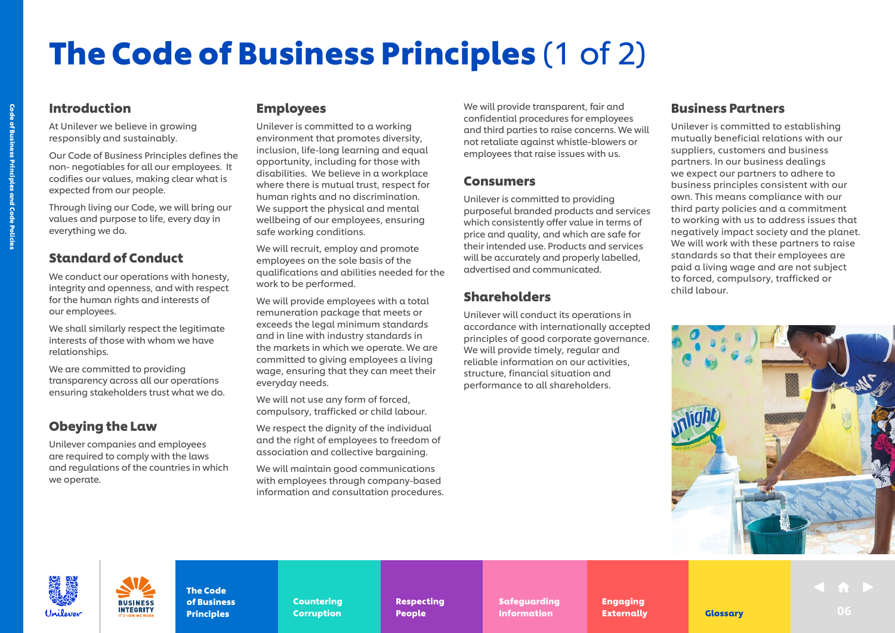# The Code of Business Principles (1 of 2)

## Introduction

At Unilever we believe in growing responsibly and sustainably.

Our Code of Business Principles defines the non- negotiables for all our employees. It codifies our values, making clear what is expected from our people.

Through living our Code, we will bring our values and purpose to life, every day in everything we do.

## Standard of Conduct

We conduct our operations with honesty, integrity and openness, and with respect for the human rights and interests of our employees.

We shall similarly respect the legitimate interests of those with whom we have relationships.

We are committed to providing transparency across all our operations ensuring stakeholders trust what we do.

## Obeying the Law

Unilever companies and employees are required to comply with the laws and regulations of the countries in which we operate.

## Employees

Unilever is committed to a working environment that promotes diversity, inclusion, life-long learning and equal opportunity, including for those with disabilities. We believe in a workplace where there is mutual trust, respect for human rights and no discrimination. We support the physical and mental wellbeing of our employees, ensuring safe working conditions.

We will recruit, employ and promote employees on the sole basis of the qualifications and abilities needed for the work to be performed.

We will provide employees with a total remuneration package that meets or exceeds the legal minimum standards and in line with industry standards in the markets in which we operate. We are committed to giving employees a living wage, ensuring that they can meet their everyday needs.

We will not use any form of forced, compulsory, trafficked or child labour.

We respect the dignity of the individual and the right of employees to freedom of association and collective bargaining.

We will maintain good communications with employees through company-based information and consultation procedures.

We will provide transparent, fair and confidential procedures for employees and third parties to raise concerns. We will not retaliate against whistle-blowers or employees that raise issues with us.

## Consumers

Unilever is committed to providing purposeful branded products and services which consistently offer value in terms of price and quality, and which are safe for their intended use. Products and services will be accurately and properly labelled, advertised and communicated.

## Shareholders

Unilever will conduct its operations in accordance with internationally accepted principles of good corporate governance. We will provide timely, regular and reliable information on our activities, structure, financial situation and performance to all shareholders.

## Business Partners

Unilever is committed to establishing mutually beneficial relations with our suppliers, customers and business partners. In our business dealings we expect our partners to adhere to business principles consistent with our own. This means compliance with our third party policies and a commitment to working with us to address issues that negatively impact society and the planet. We will work with these partners to raise standards so that their employees are paid a living wage and are not subject to forced, compulsory, trafficked or child labour.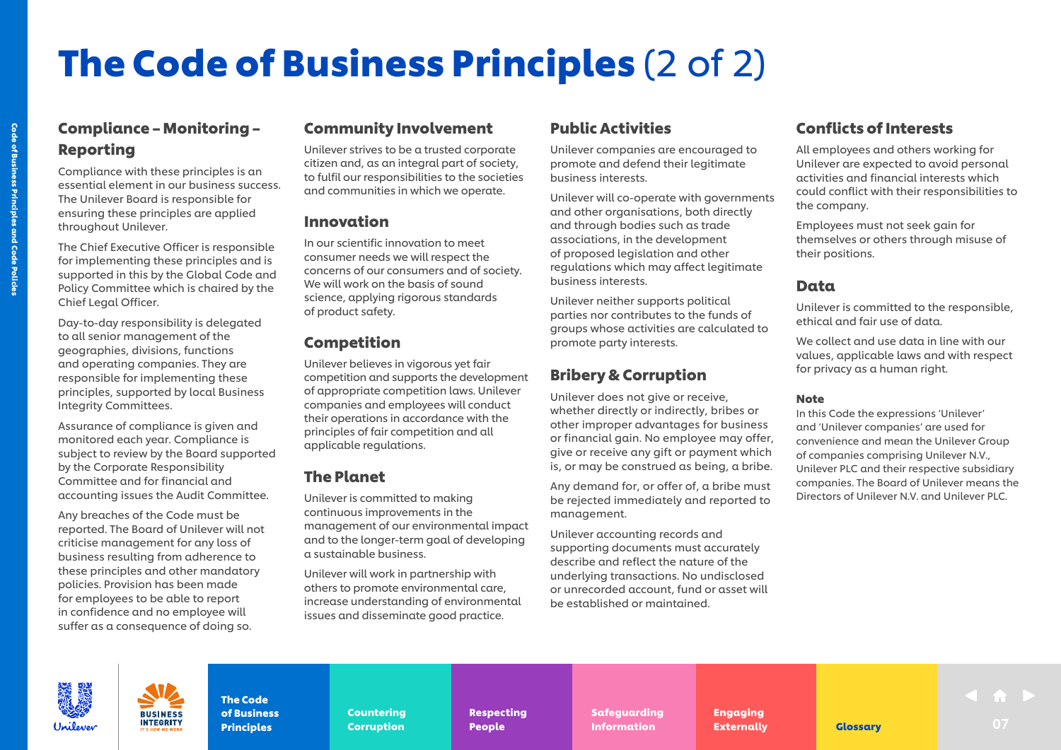# The Code of Business Principles (2 of 2)

## Compliance – Monitoring – Reporting

Compliance with these principles is an essential element in our business success. The Unilever Board is responsible for ensuring these principles are applied throughout Unilever.

The Chief Executive Officer is responsible for implementing these principles and is supported in this by the Global Code and Policy Committee which is chaired by the Chief Legal Officer.

Day-to-day responsibility is delegated to all senior management of the geographies, divisions, functions and operating companies. They are responsible for implementing these principles, supported by local Business Integrity Committees.

Assurance of compliance is given and monitored each year. Compliance is subject to review by the Board supported by the Corporate Responsibility Committee and for financial and accounting issues the Audit Committee.

Any breaches of the Code must be reported. The Board of Unilever will not criticise management for any loss of business resulting from adherence to these principles and other mandatory policies. Provision has been made for employees to be able to report in confidence and no employee will suffer as a consequence of doing so.

## Community Involvement

Unilever strives to be a trusted corporate citizen and, as an integral part of society, to fulfil our responsibilities to the societies and communities in which we operate.

## Innovation

In our scientific innovation to meet consumer needs we will respect the concerns of our consumers and of society. We will work on the basis of sound science, applying rigorous standards of product safety.

## Competition

Unilever believes in vigorous yet fair competition and supports the development of appropriate competition laws. Unilever companies and employees will conduct their operations in accordance with the principles of fair competition and all applicable regulations.

## The Planet

Unilever is committed to making continuous improvements in the management of our environmental impact and to the longer-term goal of developing a sustainable business.

Unilever will work in partnership with others to promote environmental care, increase understanding of environmental issues and disseminate good practice.

## Public Activities

Unilever companies are encouraged to promote and defend their legitimate business interests.

Unilever will co-operate with governments and other organisations, both directly and through bodies such as trade associations, in the development of proposed legislation and other regulations which may affect legitimate business interests.

Unilever neither supports political parties nor contributes to the funds of groups whose activities are calculated to promote party interests.

## Bribery & Corruption

Unilever does not give or receive, whether directly or indirectly, bribes or other improper advantages for business or financial gain. No employee may offer, give or receive any gift or payment which is, or may be construed as being, a bribe.

Any demand for, or offer of, a bribe must be rejected immediately and reported to management.

Unilever accounting records and supporting documents must accurately describe and reflect the nature of the underlying transactions. No undisclosed or unrecorded account, fund or asset will be established or maintained.

## Conflicts of Interests

All employees and others working for Unilever are expected to avoid personal activities and financial interests which could conflict with their responsibilities to the company.

Employees must not seek gain for themselves or others through misuse of their positions.

## Data

Unilever is committed to the responsible, ethical and fair use of data.

We collect and use data in line with our values, applicable laws and with respect for privacy as a human right.

### Note

In this Code the expressions 'Unilever' and 'Unilever companies' are used for convenience and mean the Unilever Group of companies comprising Unilever N.V., Unilever PLC and their respective subsidiary companies. The Board of Unilever means the Directors of Unilever N.V. and Unilever PLC.